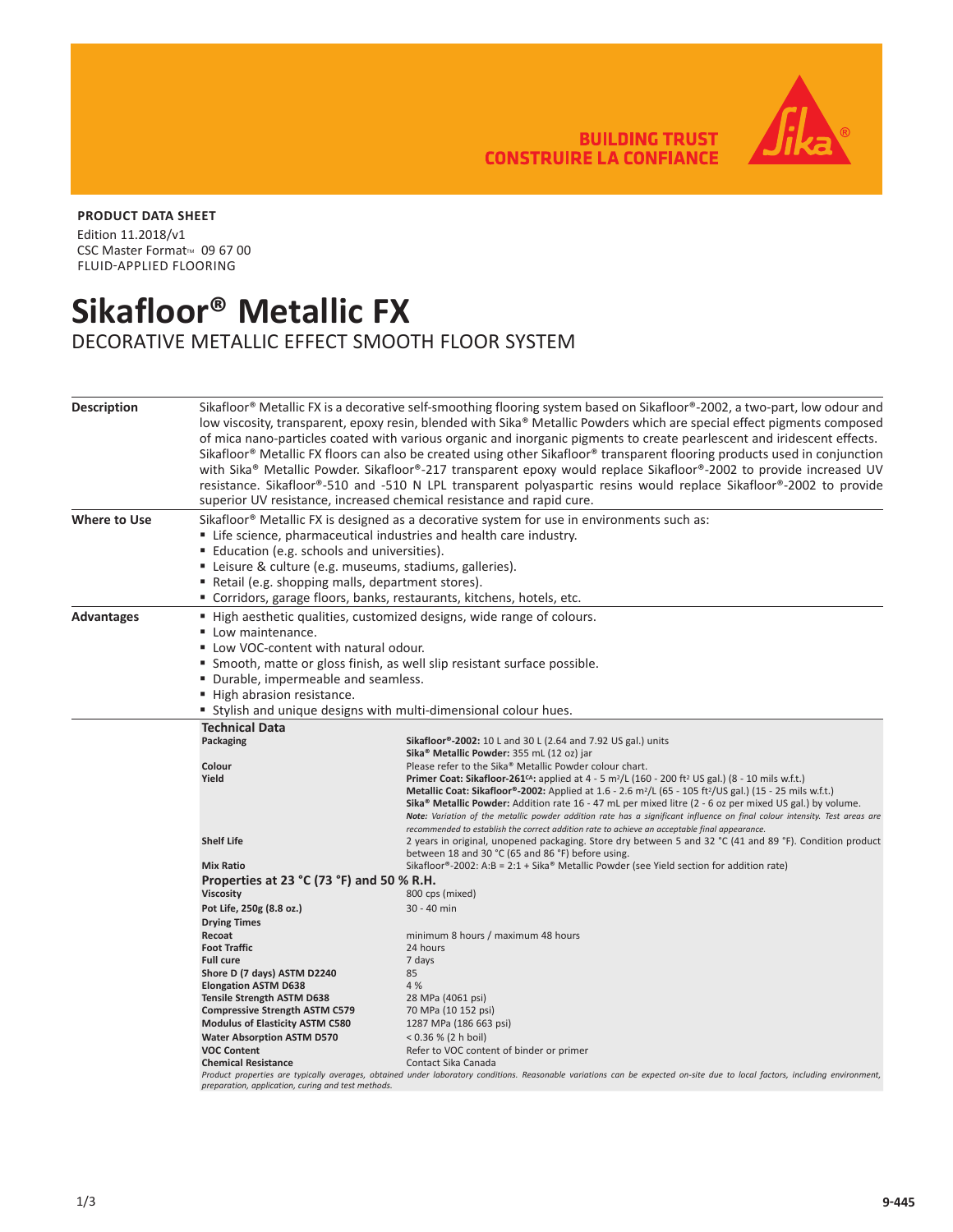BUILDING TRUST
CONSTRUIRE LA CONFIANCE

**PRODUCT DATA SHEET**

Edition 11.2018/v1
CSC Master Format™ 09 67 00
FLUID-APPLIED FLOORING

# Sikafloor® Metallic FX

DECORATIVE METALLIC EFFECT SMOOTH FLOOR SYSTEM

## Description

Sikafloor® Metallic FX is a decorative self-smoothing flooring system based on Sikafloor®-2002, a two-part, low odour and low viscosity, transparent, epoxy resin, blended with Sika® Metallic Powders which are special effect pigments composed of mica nano-particles coated with various organic and inorganic pigments to create pearlescent and iridescent effects. Sikafloor® Metallic FX floors can also be created using other Sikafloor® transparent flooring products used in conjunction with Sika® Metallic Powder. Sikafloor®-217 transparent epoxy would replace Sikafloor®-2002 to provide increased UV resistance. Sikafloor®-510 and -510 N LPL transparent polyaspartic resins would replace Sikafloor®-2002 to provide superior UV resistance, increased chemical resistance and rapid cure.

## Where to Use

Sikafloor® Metallic FX is designed as a decorative system for use in environments such as:

- Life science, pharmaceutical industries and health care industry.
- Education (e.g. schools and universities).
- Leisure & culture (e.g. museums, stadiums, galleries).
- Retail (e.g. shopping malls, department stores).
- Corridors, garage floors, banks, restaurants, kitchens, hotels, etc.

## Advantages

- High aesthetic qualities, customized designs, wide range of colours.
- Low maintenance.
- Low VOC-content with natural odour.
- Smooth, matte or gloss finish, as well slip resistant surface possible.
- Durable, impermeable and seamless.
- High abrasion resistance.
- Stylish and unique designs with multi-dimensional colour hues.

## Technical Data

| | |
|---|---|
| **Packaging** | **Sikafloor®-2002:** 10 L and 30 L (2.64 and 7.92 US gal.) units<br>**Sika® Metallic Powder:** 355 mL (12 oz) jar |
| **Colour** | Please refer to the Sika® Metallic Powder colour chart. |
| **Yield** | **Primer Coat: Sikafloor-261CA:** applied at 4 - 5 m²/L (160 - 200 ft² US gal.) (8 - 10 mils w.f.t.)<br>**Metallic Coat: Sikafloor®-2002:** Applied at 1.6 - 2.6 m²/L (65 - 105 ft²/US gal.) (15 - 25 mils w.f.t.)<br>**Sika® Metallic Powder:** Addition rate 16 - 47 mL per mixed litre (2 - 6 oz per mixed US gal.) by volume.<br>***Note:** Variation of the metallic powder addition rate has a significant influence on final colour intensity. Test areas are recommended to establish the correct addition rate to achieve an acceptable final appearance.* |
| **Shelf Life** | 2 years in original, unopened packaging. Store dry between 5 and 32 °C (41 and 89 °F). Condition product between 18 and 30 °C (65 and 86 °F) before using. |
| **Mix Ratio** | Sikafloor®-2002: A:B = 2:1 + Sika® Metallic Powder (see Yield section for addition rate) |

### Properties at 23 °C (73 °F) and 50 % R.H.

| | |
|---|---|
| **Viscosity** | 800 cps (mixed) |
| **Pot Life, 250g (8.8 oz.)** | 30 - 40 min |
| **Drying Times** | |
| **Recoat** | minimum 8 hours / maximum 48 hours |
| **Foot Traffic** | 24 hours |
| **Full cure** | 7 days |
| **Shore D (7 days) ASTM D2240** | 85 |
| **Elongation ASTM D638** | 4 % |
| **Tensile Strength ASTM D638** | 28 MPa (4061 psi) |
| **Compressive Strength ASTM C579** | 70 MPa (10 152 psi) |
| **Modulus of Elasticity ASTM C580** | 1287 MPa (186 663 psi) |
| **Water Absorption ASTM D570** | < 0.36 % (2 h boil) |
| **VOC Content** | Refer to VOC content of binder or primer |
| **Chemical Resistance** | Contact Sika Canada |

*Product properties are typically averages, obtained under laboratory conditions. Reasonable variations can be expected on-site due to local factors, including environment, preparation, application, curing and test methods.*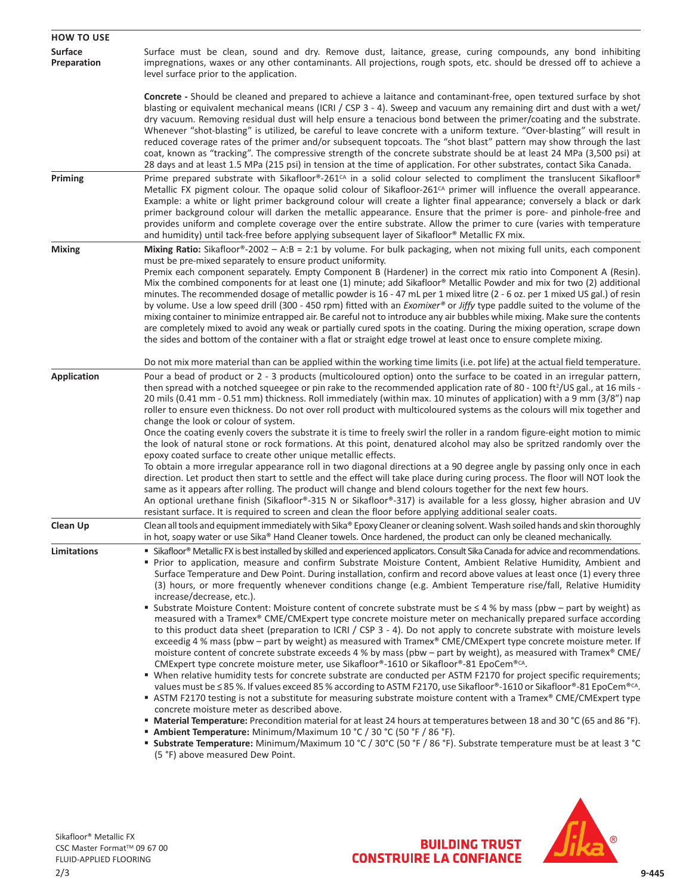## HOW TO USE

### Surface Preparation

Surface must be clean, sound and dry. Remove dust, laitance, grease, curing compounds, any bond inhibiting impregnations, waxes or any other contaminants. All projections, rough spots, etc. should be dressed off to achieve a level surface prior to the application.

**Concrete -** Should be cleaned and prepared to achieve a laitance and contaminant-free, open textured surface by shot blasting or equivalent mechanical means (ICRI / CSP 3 - 4). Sweep and vacuum any remaining dirt and dust with a wet/dry vacuum. Removing residual dust will help ensure a tenacious bond between the primer/coating and the substrate. Whenever "shot-blasting" is utilized, be careful to leave concrete with a uniform texture. "Over-blasting" will result in reduced coverage rates of the primer and/or subsequent topcoats. The "shot blast" pattern may show through the last coat, known as "tracking". The compressive strength of the concrete substrate should be at least 24 MPa (3,500 psi) at 28 days and at least 1.5 MPa (215 psi) in tension at the time of application. For other substrates, contact Sika Canada.

### Priming

Prime prepared substrate with Sikafloor®-261[CA] in a solid colour selected to compliment the translucent Sikafloor® Metallic FX pigment colour. The opaque solid colour of Sikafloor-261[CA] primer will influence the overall appearance. Example: a white or light primer background colour will create a lighter final appearance; conversely a black or dark primer background colour will darken the metallic appearance. Ensure that the primer is pore- and pinhole-free and provides uniform and complete coverage over the entire substrate. Allow the primer to cure (varies with temperature and humidity) until tack-free before applying subsequent layer of Sikafloor® Metallic FX mix.

### Mixing

**Mixing Ratio:** Sikafloor®-2002 – A:B = 2:1 by volume. For bulk packaging, when not mixing full units, each component must be pre-mixed separately to ensure product uniformity.

Premix each component separately. Empty Component B (Hardener) in the correct mix ratio into Component A (Resin). Mix the combined components for at least one (1) minute; add Sikafloor® Metallic Powder and mix for two (2) additional minutes. The recommended dosage of metallic powder is 16 - 47 mL per 1 mixed litre (2 - 6 oz. per 1 mixed US gal.) of resin by volume. Use a low speed drill (300 - 450 rpm) fitted with an *Exomixer®* or *Jiffy* type paddle suited to the volume of the mixing container to minimize entrapped air. Be careful not to introduce any air bubbles while mixing. Make sure the contents are completely mixed to avoid any weak or partially cured spots in the coating. During the mixing operation, scrape down the sides and bottom of the container with a flat or straight edge trowel at least once to ensure complete mixing.

Do not mix more material than can be applied within the working time limits (i.e. pot life) at the actual field temperature.

### Application

Pour a bead of product or 2 - 3 products (multicoloured option) onto the surface to be coated in an irregular pattern, then spread with a notched squeegee or pin rake to the recommended application rate of 80 - 100 ft²/US gal., at 16 mils - 20 mils (0.41 mm - 0.51 mm) thickness. Roll immediately (within max. 10 minutes of application) with a 9 mm (3/8") nap roller to ensure even thickness. Do not over roll product with multicoloured systems as the colours will mix together and change the look or colour of system.

Once the coating evenly covers the substrate it is time to freely swirl the roller in a random figure-eight motion to mimic the look of natural stone or rock formations. At this point, denatured alcohol may also be spritzed randomly over the epoxy coated surface to create other unique metallic effects.

To obtain a more irregular appearance roll in two diagonal directions at a 90 degree angle by passing only once in each direction. Let product then start to settle and the effect will take place during curing process. The floor will NOT look the same as it appears after rolling. The product will change and blend colours together for the next few hours.

An optional urethane finish (Sikafloor®-315 N or Sikafloor®-317) is available for a less glossy, higher abrasion and UV resistant surface. It is required to screen and clean the floor before applying additional sealer coats.

### Clean Up

Clean all tools and equipment immediately with Sika® Epoxy Cleaner or cleaning solvent. Wash soiled hands and skin thoroughly in hot, soapy water or use Sika® Hand Cleaner towels. Once hardened, the product can only be cleaned mechanically.

### Limitations

- Sikafloor® Metallic FX is best installed by skilled and experienced applicators. Consult Sika Canada for advice and recommendations.
- Prior to application, measure and confirm Substrate Moisture Content, Ambient Relative Humidity, Ambient and Surface Temperature and Dew Point. During installation, confirm and record above values at least once (1) every three (3) hours, or more frequently whenever conditions change (e.g. Ambient Temperature rise/fall, Relative Humidity increase/decrease, etc.).
- Substrate Moisture Content: Moisture content of concrete substrate must be ≤ 4 % by mass (pbw – part by weight) as measured with a Tramex® CME/CMExpert type concrete moisture meter on mechanically prepared surface according to this product data sheet (preparation to ICRI / CSP 3 - 4). Do not apply to concrete substrate with moisture levels exceedig 4 % mass (pbw – part by weight) as measured with Tramex® CME/CMExpert type concrete moisture meter. If moisture content of concrete substrate exceeds 4 % by mass (pbw – part by weight), as measured with Tramex® CME/CMExpert type concrete moisture meter, use Sikafloor®-1610 or Sikafloor®-81 EpoCem®[CA].
- When relative humidity tests for concrete substrate are conducted per ASTM F2170 for project specific requirements; values must be ≤ 85 %. If values exceed 85 % according to ASTM F2170, use Sikafloor®-1610 or Sikafloor®-81 EpoCem®[CA].
- ASTM F2170 testing is not a substitute for measuring substrate moisture content with a Tramex® CME/CMExpert type concrete moisture meter as described above.
- **Material Temperature:** Precondition material for at least 24 hours at temperatures between 18 and 30 °C (65 and 86 °F).
- **Ambient Temperature:** Minimum/Maximum 10 °C / 30 °C (50 °F / 86 °F).
- **Substrate Temperature:** Minimum/Maximum 10 °C / 30°C (50 °F / 86 °F). Substrate temperature must be at least 3 °C (5 °F) above measured Dew Point.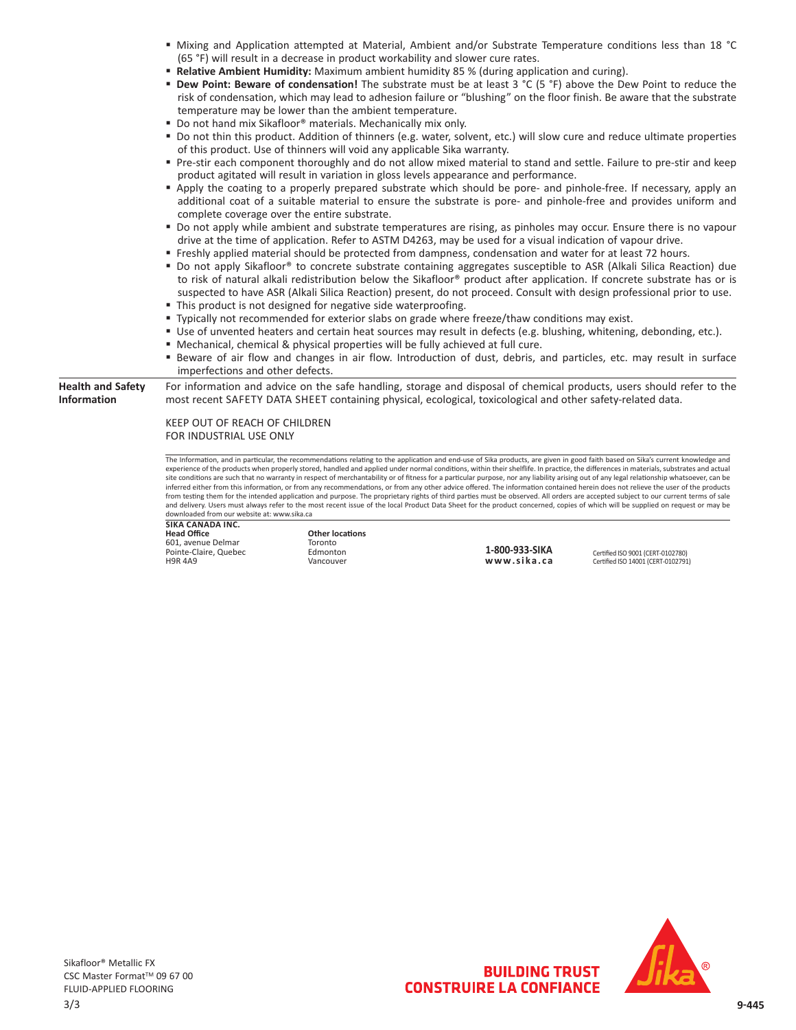- Mixing and Application attempted at Material, Ambient and/or Substrate Temperature conditions less than 18 °C (65 °F) will result in a decrease in product workability and slower cure rates.
- **Relative Ambient Humidity:** Maximum ambient humidity 85 % (during application and curing).
- **Dew Point: Beware of condensation!** The substrate must be at least 3 °C (5 °F) above the Dew Point to reduce the risk of condensation, which may lead to adhesion failure or "blushing" on the floor finish. Be aware that the substrate temperature may be lower than the ambient temperature.
- Do not hand mix Sikafloor® materials. Mechanically mix only.
- Do not thin this product. Addition of thinners (e.g. water, solvent, etc.) will slow cure and reduce ultimate properties of this product. Use of thinners will void any applicable Sika warranty.
- Pre-stir each component thoroughly and do not allow mixed material to stand and settle. Failure to pre-stir and keep product agitated will result in variation in gloss levels appearance and performance.
- Apply the coating to a properly prepared substrate which should be pore- and pinhole-free. If necessary, apply an additional coat of a suitable material to ensure the substrate is pore- and pinhole-free and provides uniform and complete coverage over the entire substrate.
- Do not apply while ambient and substrate temperatures are rising, as pinholes may occur. Ensure there is no vapour drive at the time of application. Refer to ASTM D4263, may be used for a visual indication of vapour drive.
- Freshly applied material should be protected from dampness, condensation and water for at least 72 hours.
- Do not apply Sikafloor® to concrete substrate containing aggregates susceptible to ASR (Alkali Silica Reaction) due to risk of natural alkali redistribution below the Sikafloor® product after application. If concrete substrate has or is suspected to have ASR (Alkali Silica Reaction) present, do not proceed. Consult with design professional prior to use.
- This product is not designed for negative side waterproofing.
- Typically not recommended for exterior slabs on grade where freeze/thaw conditions may exist.
- Use of unvented heaters and certain heat sources may result in defects (e.g. blushing, whitening, debonding, etc.).
- Mechanical, chemical & physical properties will be fully achieved at full cure.
- Beware of air flow and changes in air flow. Introduction of dust, debris, and particles, etc. may result in surface imperfections and other defects.

**Health and Safety Information**

For information and advice on the safe handling, storage and disposal of chemical products, users should refer to the most recent SAFETY DATA SHEET containing physical, ecological, toxicological and other safety-related data.

KEEP OUT OF REACH OF CHILDREN
FOR INDUSTRIAL USE ONLY

The Information, and in particular, the recommendations relating to the application and end-use of Sika products, are given in good faith based on Sika's current knowledge and experience of the products when properly stored, handled and applied under normal conditions, within their shelflife. In practice, the differences in materials, substrates and actual site conditions are such that no warranty in respect of merchantability or of fitness for a particular purpose, nor any liability arising out of any legal relationship whatsoever, can be inferred either from this information, or from any recommendations, or from any other advice offered. The information contained herein does not relieve the user of the products from testing them for the intended application and purpose. The proprietary rights of third parties must be observed. All orders are accepted subject to our current terms of sale and delivery. Users must always refer to the most recent issue of the local Product Data Sheet for the product concerned, copies of which will be supplied on request or may be downloaded from our website at: www.sika.ca

**SIKA CANADA INC.**

**Head Office**
601, avenue Delmar
Pointe-Claire, Quebec
H9R 4A9

**Other locations**
Toronto
Edmonton
Vancouver

**1-800-933-SIKA**
**www.sika.ca**

Certified ISO 9001 (CERT-0102780)
Certified ISO 14001 (CERT-0102791)

Sikafloor® Metallic FX
CSC Master Format™ 09 67 00
FLUID-APPLIED FLOORING

**BUILDING TRUST**
**CONSTRUIRE LA CONFIANCE**

9-445